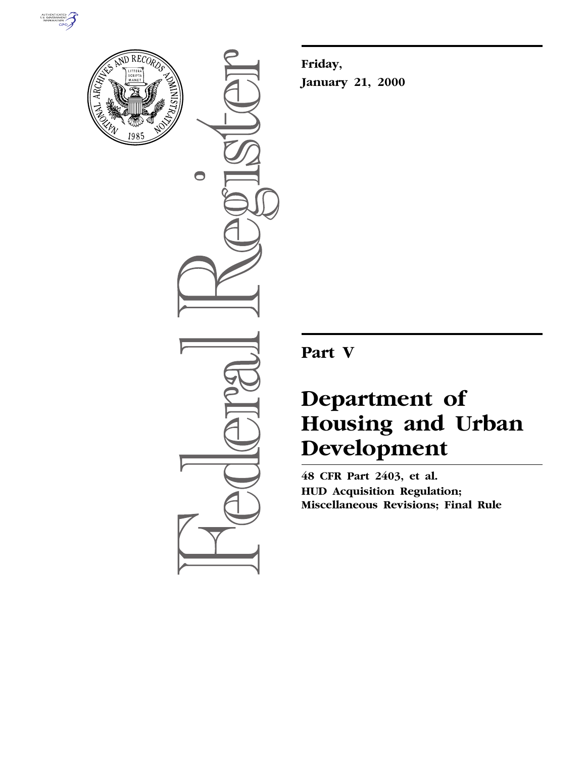**Friday,**

**January 21, 2000**

## Part V

# Department of Housing and Urban Development

**48 CFR Part 2403, et al.**

**HUD Acquisition Regulation; Miscellaneous Revisions; Final Rule**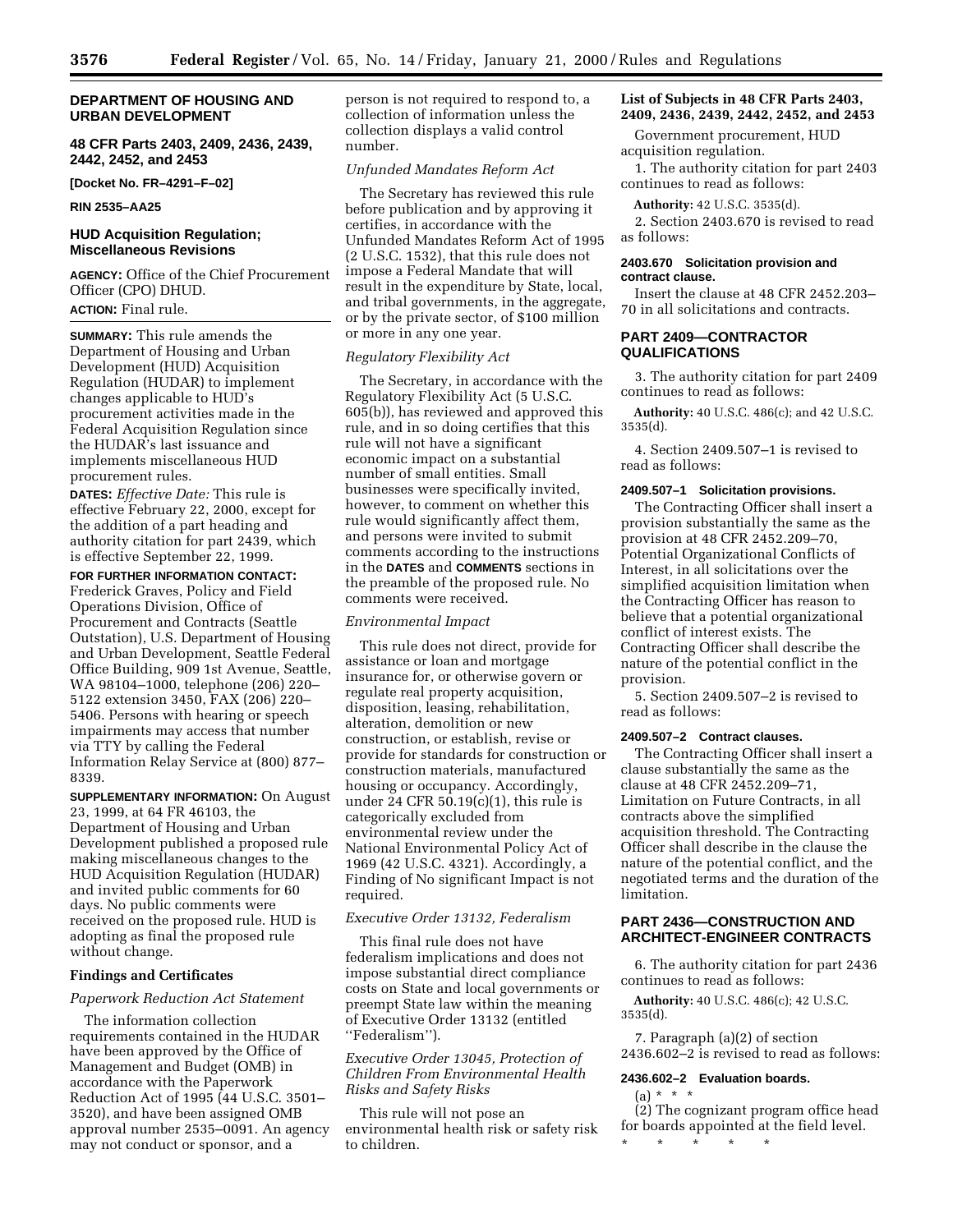## DEPARTMENT OF HOUSING AND URBAN DEVELOPMENT

**48 CFR Parts 2403, 2409, 2436, 2439, 2442, 2452, and 2453**

**[Docket No. FR–4291–F–02]**

**RIN 2535–AA25**

## HUD Acquisition Regulation; Miscellaneous Revisions

**AGENCY:** Office of the Chief Procurement Officer (CPO) DHUD.

**ACTION:** Final rule.

**SUMMARY:** This rule amends the Department of Housing and Urban Development (HUD) Acquisition Regulation (HUDAR) to implement changes applicable to HUD's procurement activities made in the Federal Acquisition Regulation since the HUDAR's last issuance and implements miscellaneous HUD procurement rules.

**DATES:** *Effective Date:* This rule is effective February 22, 2000, except for the addition of a part heading and authority citation for part 2439, which is effective September 22, 1999.

**FOR FURTHER INFORMATION CONTACT:** Frederick Graves, Policy and Field Operations Division, Office of Procurement and Contracts (Seattle Outstation), U.S. Department of Housing and Urban Development, Seattle Federal Office Building, 909 1st Avenue, Seattle, WA 98104–1000, telephone (206) 220–5122 extension 3450, FAX (206) 220–5406. Persons with hearing or speech impairments may access that number via TTY by calling the Federal Information Relay Service at (800) 877–8339.

**SUPPLEMENTARY INFORMATION:** On August 23, 1999, at 64 FR 46103, the Department of Housing and Urban Development published a proposed rule making miscellaneous changes to the HUD Acquisition Regulation (HUDAR) and invited public comments for 60 days. No public comments were received on the proposed rule. HUD is adopting as final the proposed rule without change.

### Findings and Certificates

*Paperwork Reduction Act Statement*

The information collection requirements contained in the HUDAR have been approved by the Office of Management and Budget (OMB) in accordance with the Paperwork Reduction Act of 1995 (44 U.S.C. 3501–3520), and have been assigned OMB approval number 2535–0091. An agency may not conduct or sponsor, and a person is not required to respond to, a collection of information unless the collection displays a valid control number.

*Unfunded Mandates Reform Act*

The Secretary has reviewed this rule before publication and by approving it certifies, in accordance with the Unfunded Mandates Reform Act of 1995 (2 U.S.C. 1532), that this rule does not impose a Federal Mandate that will result in the expenditure by State, local, and tribal governments, in the aggregate, or by the private sector, of $100 million or more in any one year.

*Regulatory Flexibility Act*

The Secretary, in accordance with the Regulatory Flexibility Act (5 U.S.C. 605(b)), has reviewed and approved this rule, and in so doing certifies that this rule will not have a significant economic impact on a substantial number of small entities. Small businesses were specifically invited, however, to comment on whether this rule would significantly affect them, and persons were invited to submit comments according to the instructions in the **DATES** and **COMMENTS** sections in the preamble of the proposed rule. No comments were received.

*Environmental Impact*

This rule does not direct, provide for assistance or loan and mortgage insurance for, or otherwise govern or regulate real property acquisition, disposition, leasing, rehabilitation, alteration, demolition or new construction, or establish, revise or provide for standards for construction or construction materials, manufactured housing or occupancy. Accordingly, under 24 CFR 50.19(c)(1), this rule is categorically excluded from environmental review under the National Environmental Policy Act of 1969 (42 U.S.C. 4321). Accordingly, a Finding of No significant Impact is not required.

*Executive Order 13132, Federalism*

This final rule does not have federalism implications and does not impose substantial direct compliance costs on State and local governments or preempt State law within the meaning of Executive Order 13132 (entitled ''Federalism'').

*Executive Order 13045, Protection of Children From Environmental Health Risks and Safety Risks*

This rule will not pose an environmental health risk or safety risk to children.

### List of Subjects in 48 CFR Parts 2403, 2409, 2436, 2439, 2442, 2452, and 2453

Government procurement, HUD acquisition regulation.

1. The authority citation for part 2403 continues to read as follows:

**Authority:** 42 U.S.C. 3535(d).

2. Section 2403.670 is revised to read as follows:

#### 2403.670 Solicitation provision and contract clause.

Insert the clause at 48 CFR 2452.203–70 in all solicitations and contracts.

## PART 2409—CONTRACTOR QUALIFICATIONS

3. The authority citation for part 2409 continues to read as follows:

**Authority:** 40 U.S.C. 486(c); and 42 U.S.C. 3535(d).

4. Section 2409.507–1 is revised to read as follows:

#### 2409.507–1 Solicitation provisions.

The Contracting Officer shall insert a provision substantially the same as the provision at 48 CFR 2452.209–70, Potential Organizational Conflicts of Interest, in all solicitations over the simplified acquisition limitation when the Contracting Officer has reason to believe that a potential organizational conflict of interest exists. The Contracting Officer shall describe the nature of the potential conflict in the provision.

5. Section 2409.507–2 is revised to read as follows:

#### 2409.507–2 Contract clauses.

The Contracting Officer shall insert a clause substantially the same as the clause at 48 CFR 2452.209–71, Limitation on Future Contracts, in all contracts above the simplified acquisition threshold. The Contracting Officer shall describe in the clause the nature of the potential conflict, and the negotiated terms and the duration of the limitation.

## PART 2436—CONSTRUCTION AND ARCHITECT-ENGINEER CONTRACTS

6. The authority citation for part 2436 continues to read as follows:

**Authority:** 40 U.S.C. 486(c); 42 U.S.C. 3535(d).

7. Paragraph (a)(2) of section 2436.602–2 is revised to read as follows:

#### 2436.602–2 Evaluation boards.

(a) * * *

(2) The cognizant program office head for boards appointed at the field level.

\* \* \* \* \*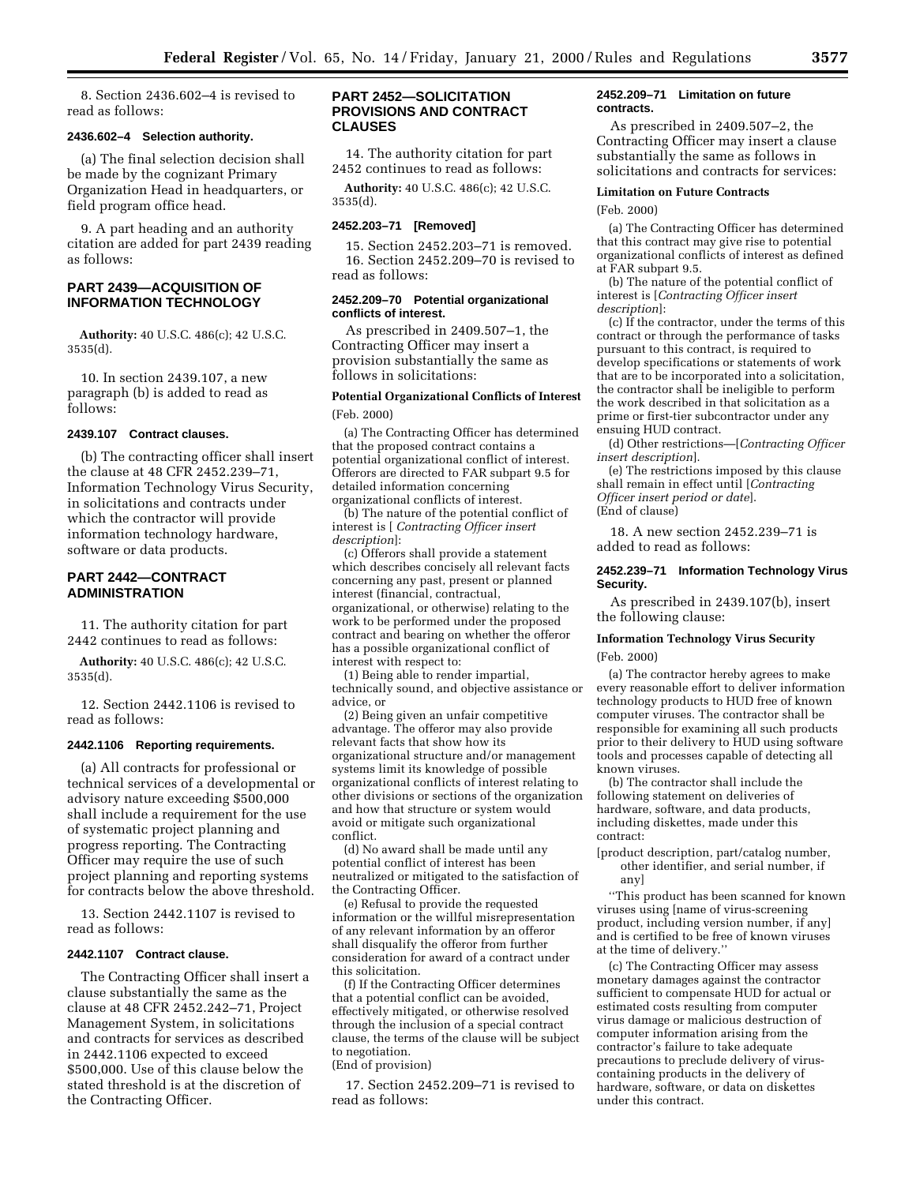8. Section 2436.602–4 is revised to read as follows:

### 2436.602–4 Selection authority.

(a) The final selection decision shall be made by the cognizant Primary Organization Head in headquarters, or field program office head.

9. A part heading and an authority citation are added for part 2439 reading as follows:

## PART 2439—ACQUISITION OF INFORMATION TECHNOLOGY

**Authority:** 40 U.S.C. 486(c); 42 U.S.C. 3535(d).

10. In section 2439.107, a new paragraph (b) is added to read as follows:

### 2439.107 Contract clauses.

(b) The contracting officer shall insert the clause at 48 CFR 2452.239–71, Information Technology Virus Security, in solicitations and contracts under which the contractor will provide information technology hardware, software or data products.

## PART 2442—CONTRACT ADMINISTRATION

11. The authority citation for part 2442 continues to read as follows:

**Authority:** 40 U.S.C. 486(c); 42 U.S.C. 3535(d).

12. Section 2442.1106 is revised to read as follows:

### 2442.1106 Reporting requirements.

(a) All contracts for professional or technical services of a developmental or advisory nature exceeding $500,000 shall include a requirement for the use of systematic project planning and progress reporting. The Contracting Officer may require the use of such project planning and reporting systems for contracts below the above threshold.

13. Section 2442.1107 is revised to read as follows:

### 2442.1107 Contract clause.

The Contracting Officer shall insert a clause substantially the same as the clause at 48 CFR 2452.242–71, Project Management System, in solicitations and contracts for services as described in 2442.1106 expected to exceed $500,000. Use of this clause below the stated threshold is at the discretion of the Contracting Officer.

## PART 2452—SOLICITATION PROVISIONS AND CONTRACT CLAUSES

14. The authority citation for part 2452 continues to read as follows:

**Authority:** 40 U.S.C. 486(c); 42 U.S.C. 3535(d).

### 2452.203–71 [Removed]

15. Section 2452.203–71 is removed.

16. Section 2452.209–70 is revised to read as follows:

### 2452.209–70 Potential organizational conflicts of interest.

As prescribed in 2409.507–1, the Contracting Officer may insert a provision substantially the same as follows in solicitations:

**Potential Organizational Conflicts of Interest**

(Feb. 2000)

(a) The Contracting Officer has determined that the proposed contract contains a potential organizational conflict of interest. Offerors are directed to FAR subpart 9.5 for detailed information concerning organizational conflicts of interest.

(b) The nature of the potential conflict of interest is [ *Contracting Officer insert description*]:

(c) Offerors shall provide a statement which describes concisely all relevant facts concerning any past, present or planned interest (financial, contractual, organizational, or otherwise) relating to the work to be performed under the proposed contract and bearing on whether the offeror has a possible organizational conflict of interest with respect to:

(1) Being able to render impartial, technically sound, and objective assistance or advice, or

(2) Being given an unfair competitive advantage. The offeror may also provide relevant facts that show how its organizational structure and/or management systems limit its knowledge of possible organizational conflicts of interest relating to other divisions or sections of the organization and how that structure or system would avoid or mitigate such organizational conflict.

(d) No award shall be made until any potential conflict of interest has been neutralized or mitigated to the satisfaction of the Contracting Officer.

(e) Refusal to provide the requested information or the willful misrepresentation of any relevant information by an offeror shall disqualify the offeror from further consideration for award of a contract under this solicitation.

(f) If the Contracting Officer determines that a potential conflict can be avoided, effectively mitigated, or otherwise resolved through the inclusion of a special contract clause, the terms of the clause will be subject to negotiation.

(End of provision)

17. Section 2452.209–71 is revised to read as follows:

### 2452.209–71 Limitation on future contracts.

As prescribed in 2409.507–2, the Contracting Officer may insert a clause substantially the same as follows in solicitations and contracts for services:

**Limitation on Future Contracts**

(Feb. 2000)

(a) The Contracting Officer has determined that this contract may give rise to potential organizational conflicts of interest as defined at FAR subpart 9.5.

(b) The nature of the potential conflict of interest is [*Contracting Officer insert description*]:

(c) If the contractor, under the terms of this contract or through the performance of tasks pursuant to this contract, is required to develop specifications or statements of work that are to be incorporated into a solicitation, the contractor shall be ineligible to perform the work described in that solicitation as a prime or first-tier subcontractor under any ensuing HUD contract.

(d) Other restrictions—[*Contracting Officer insert description*].

(e) The restrictions imposed by this clause shall remain in effect until [*Contracting Officer insert period or date*].

(End of clause)

18. A new section 2452.239–71 is added to read as follows:

### 2452.239–71 Information Technology Virus Security.

As prescribed in 2439.107(b), insert the following clause:

**Information Technology Virus Security**

(Feb. 2000)

(a) The contractor hereby agrees to make every reasonable effort to deliver information technology products to HUD free of known computer viruses. The contractor shall be responsible for examining all such products prior to their delivery to HUD using software tools and processes capable of detecting all known viruses.

(b) The contractor shall include the following statement on deliveries of hardware, software, and data products, including diskettes, made under this contract:

[product description, part/catalog number, other identifier, and serial number, if any]

''This product has been scanned for known viruses using [name of virus-screening product, including version number, if any] and is certified to be free of known viruses at the time of delivery.''

(c) The Contracting Officer may assess monetary damages against the contractor sufficient to compensate HUD for actual or estimated costs resulting from computer virus damage or malicious destruction of computer information arising from the contractor's failure to take adequate precautions to preclude delivery of virus-containing products in the delivery of hardware, software, or data on diskettes under this contract.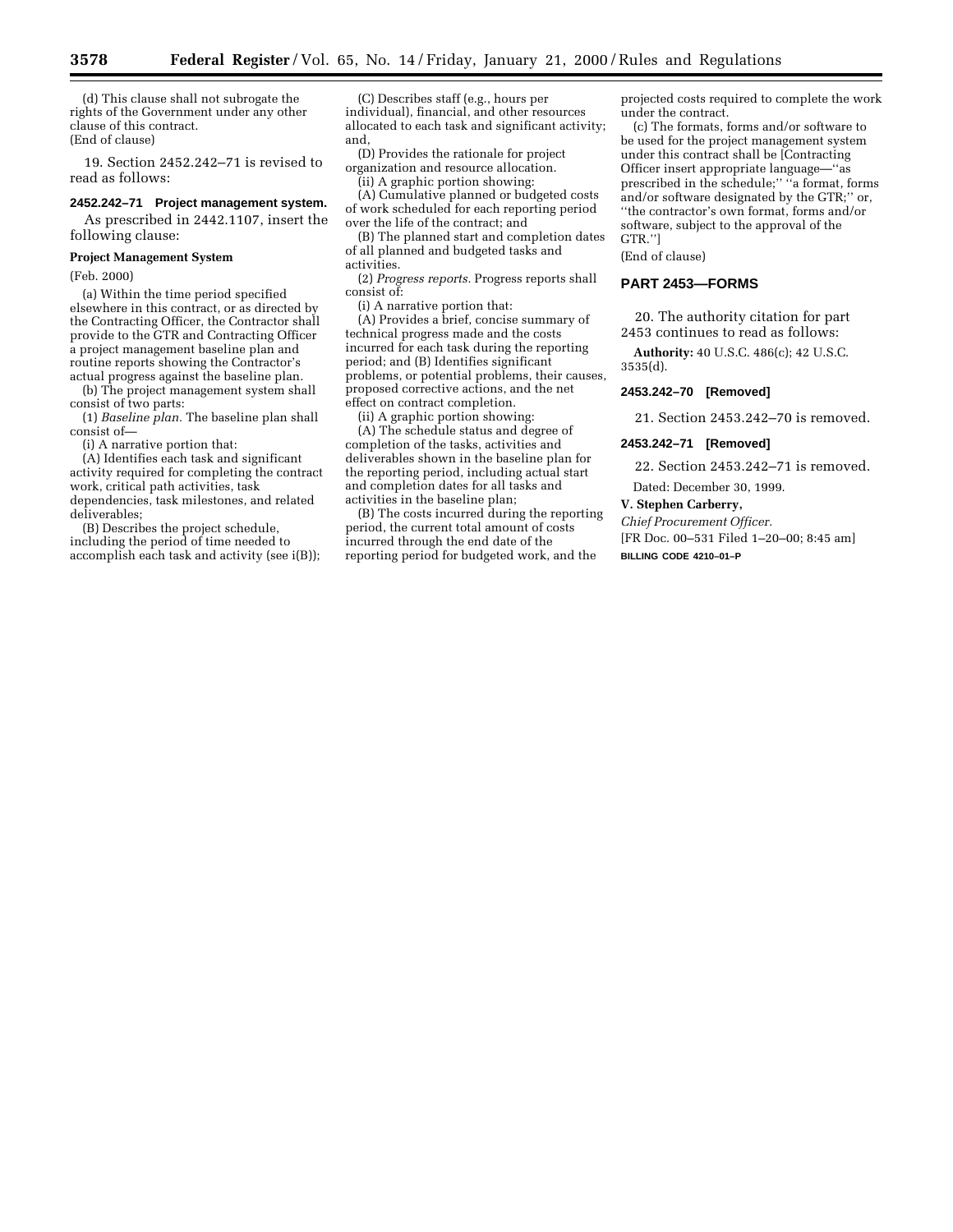(d) This clause shall not subrogate the rights of the Government under any other clause of this contract.
(End of clause)

19. Section 2452.242–71 is revised to read as follows:

### 2452.242–71 Project management system.

As prescribed in 2442.1107, insert the following clause:

**Project Management System**

(Feb. 2000)

(a) Within the time period specified elsewhere in this contract, or as directed by the Contracting Officer, the Contractor shall provide to the GTR and Contracting Officer a project management baseline plan and routine reports showing the Contractor's actual progress against the baseline plan.

(b) The project management system shall consist of two parts:

(1) *Baseline plan.* The baseline plan shall consist of—

(i) A narrative portion that:

(A) Identifies each task and significant activity required for completing the contract work, critical path activities, task dependencies, task milestones, and related deliverables;

(B) Describes the project schedule, including the period of time needed to accomplish each task and activity (see i(B));

(C) Describes staff (e.g., hours per individual), financial, and other resources allocated to each task and significant activity; and,

(D) Provides the rationale for project organization and resource allocation.

(ii) A graphic portion showing:

(A) Cumulative planned or budgeted costs of work scheduled for each reporting period over the life of the contract; and

(B) The planned start and completion dates of all planned and budgeted tasks and activities.

(2) *Progress reports.* Progress reports shall consist of:

(i) A narrative portion that:

(A) Provides a brief, concise summary of technical progress made and the costs incurred for each task during the reporting period; and (B) Identifies significant problems, or potential problems, their causes, proposed corrective actions, and the net effect on contract completion.

(ii) A graphic portion showing:

(A) The schedule status and degree of completion of the tasks, activities and deliverables shown in the baseline plan for the reporting period, including actual start and completion dates for all tasks and activities in the baseline plan;

(B) The costs incurred during the reporting period, the current total amount of costs incurred through the end date of the reporting period for budgeted work, and the projected costs required to complete the work under the contract.

(c) The formats, forms and/or software to be used for the project management system under this contract shall be [Contracting Officer insert appropriate language—''as prescribed in the schedule;'' ''a format, forms and/or software designated by the GTR;'' or, ''the contractor's own format, forms and/or software, subject to the approval of the GTR.'']

(End of clause)

## PART 2453—FORMS

20. The authority citation for part 2453 continues to read as follows:

**Authority:** 40 U.S.C. 486(c); 42 U.S.C. 3535(d).

### 2453.242–70 [Removed]

21. Section 2453.242–70 is removed.

### 2453.242–71 [Removed]

22. Section 2453.242–71 is removed.

Dated: December 30, 1999.

**V. Stephen Carberry,**

*Chief Procurement Officer.*

[FR Doc. 00–531 Filed 1–20–00; 8:45 am]

**BILLING CODE 4210–01–P**